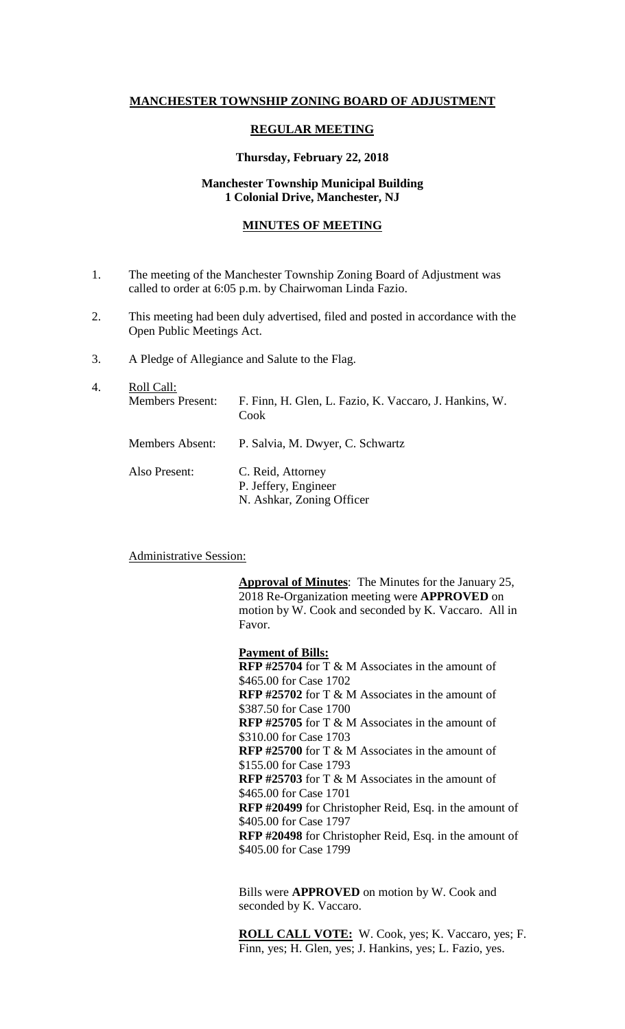**MANCHESTER TOWNSHIP ZONING BOARD OF ADJUSTMENT**

**REGULAR MEETING**

**Thursday, February 22, 2018**

**Manchester Township Municipal Building**
**1 Colonial Drive, Manchester, NJ**

**MINUTES OF MEETING**

1. The meeting of the Manchester Township Zoning Board of Adjustment was called to order at 6:05 p.m. by Chairwoman Linda Fazio.

2. This meeting had been duly advertised, filed and posted in accordance with the Open Public Meetings Act.

3. A Pledge of Allegiance and Salute to the Flag.

4. Roll Call:

| | |
|---|---|
| Members Present: | F. Finn, H. Glen, L. Fazio, K. Vaccaro, J. Hankins, W. Cook |
| Members Absent: | P. Salvia, M. Dwyer, C. Schwartz |
| Also Present: | C. Reid, Attorney<br>P. Jeffery, Engineer<br>N. Ashkar, Zoning Officer |

Administrative Session:

**Approval of Minutes**: The Minutes for the January 25, 2018 Re-Organization meeting were **APPROVED** on motion by W. Cook and seconded by K. Vaccaro. All in Favor.

**Payment of Bills:**

**RFP #25704** for T & M Associates in the amount of $465.00 for Case 1702
**RFP #25702** for T & M Associates in the amount of $387.50 for Case 1700
**RFP #25705** for T & M Associates in the amount of $310.00 for Case 1703
**RFP #25700** for T & M Associates in the amount of $155.00 for Case 1793
**RFP #25703** for T & M Associates in the amount of $465.00 for Case 1701
**RFP #20499** for Christopher Reid, Esq. in the amount of $405.00 for Case 1797
**RFP #20498** for Christopher Reid, Esq. in the amount of $405.00 for Case 1799

Bills were **APPROVED** on motion by W. Cook and seconded by K. Vaccaro.

**ROLL CALL VOTE:** W. Cook, yes; K. Vaccaro, yes; F. Finn, yes; H. Glen, yes; J. Hankins, yes; L. Fazio, yes.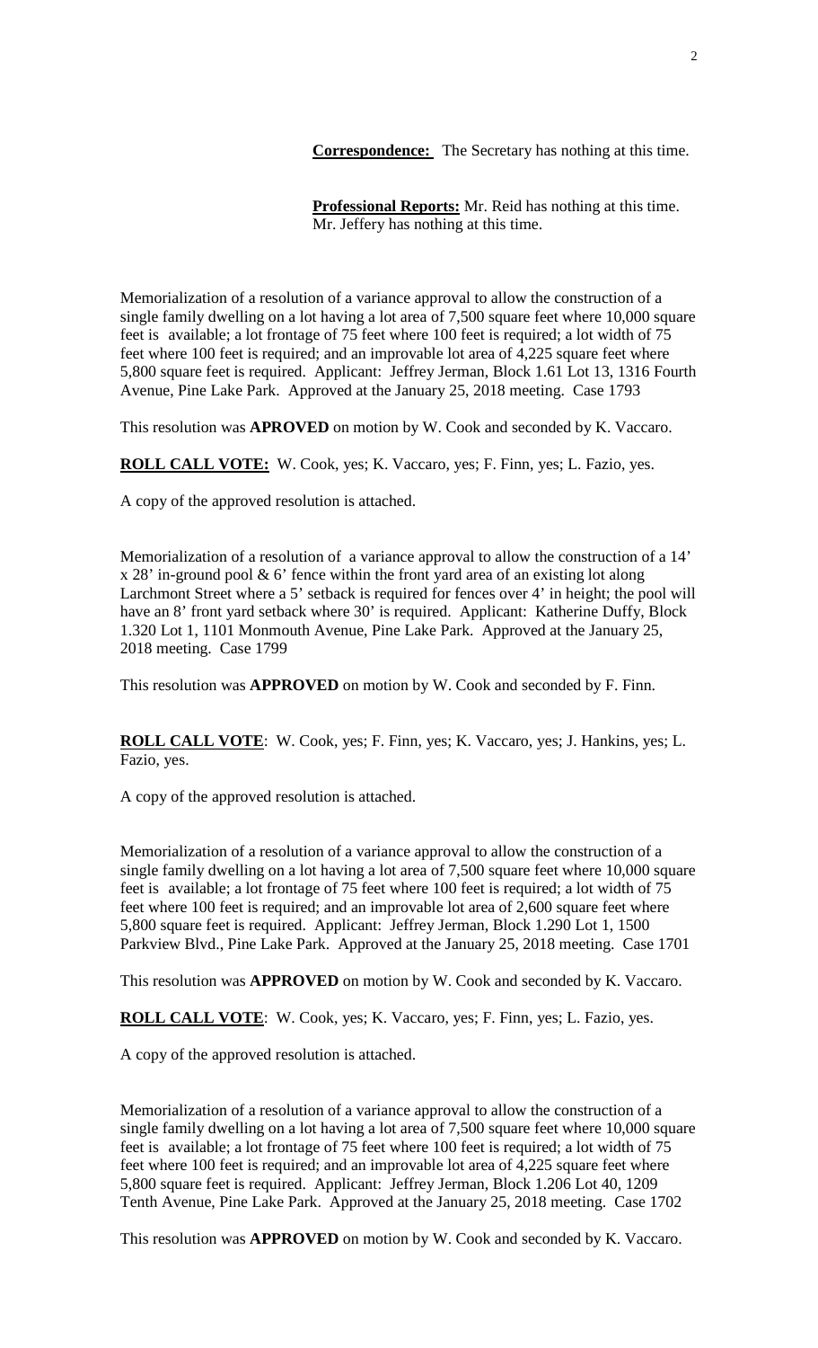**Correspondence:** The Secretary has nothing at this time.

**Professional Reports:** Mr. Reid has nothing at this time. Mr. Jeffery has nothing at this time.

Memorialization of a resolution of a variance approval to allow the construction of a single family dwelling on a lot having a lot area of 7,500 square feet where 10,000 square feet is available; a lot frontage of 75 feet where 100 feet is required; a lot width of 75 feet where 100 feet is required; and an improvable lot area of 4,225 square feet where 5,800 square feet is required. Applicant: Jeffrey Jerman, Block 1.61 Lot 13, 1316 Fourth Avenue, Pine Lake Park. Approved at the January 25, 2018 meeting. Case 1793

This resolution was **APROVED** on motion by W. Cook and seconded by K. Vaccaro.

**ROLL CALL VOTE:** W. Cook, yes; K. Vaccaro, yes; F. Finn, yes; L. Fazio, yes.

A copy of the approved resolution is attached.

Memorialization of a resolution of a variance approval to allow the construction of a 14' x 28' in-ground pool & 6' fence within the front yard area of an existing lot along Larchmont Street where a 5' setback is required for fences over 4' in height; the pool will have an 8' front yard setback where 30' is required. Applicant: Katherine Duffy, Block 1.320 Lot 1, 1101 Monmouth Avenue, Pine Lake Park. Approved at the January 25, 2018 meeting. Case 1799

This resolution was **APPROVED** on motion by W. Cook and seconded by F. Finn.

**ROLL CALL VOTE**: W. Cook, yes; F. Finn, yes; K. Vaccaro, yes; J. Hankins, yes; L. Fazio, yes.

A copy of the approved resolution is attached.

Memorialization of a resolution of a variance approval to allow the construction of a single family dwelling on a lot having a lot area of 7,500 square feet where 10,000 square feet is available; a lot frontage of 75 feet where 100 feet is required; a lot width of 75 feet where 100 feet is required; and an improvable lot area of 2,600 square feet where 5,800 square feet is required. Applicant: Jeffrey Jerman, Block 1.290 Lot 1, 1500 Parkview Blvd., Pine Lake Park. Approved at the January 25, 2018 meeting. Case 1701

This resolution was **APPROVED** on motion by W. Cook and seconded by K. Vaccaro.

**ROLL CALL VOTE**: W. Cook, yes; K. Vaccaro, yes; F. Finn, yes; L. Fazio, yes.

A copy of the approved resolution is attached.

Memorialization of a resolution of a variance approval to allow the construction of a single family dwelling on a lot having a lot area of 7,500 square feet where 10,000 square feet is available; a lot frontage of 75 feet where 100 feet is required; a lot width of 75 feet where 100 feet is required; and an improvable lot area of 4,225 square feet where 5,800 square feet is required. Applicant: Jeffrey Jerman, Block 1.206 Lot 40, 1209 Tenth Avenue, Pine Lake Park. Approved at the January 25, 2018 meeting. Case 1702

This resolution was **APPROVED** on motion by W. Cook and seconded by K. Vaccaro.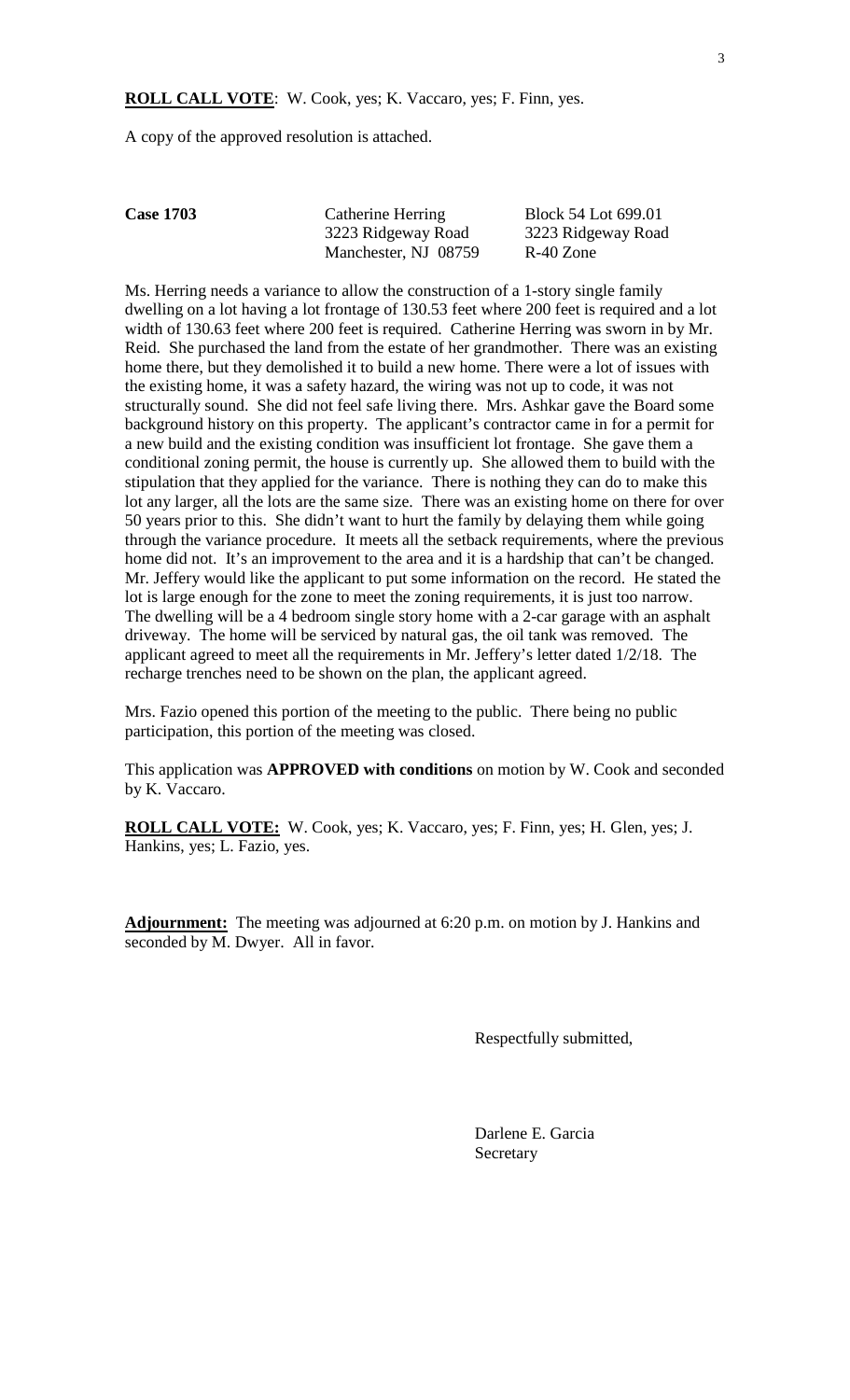**ROLL CALL VOTE**: W. Cook, yes; K. Vaccaro, yes; F. Finn, yes.

A copy of the approved resolution is attached.

| | | |
|---|---|---|
| **Case 1703** | Catherine Herring<br>3223 Ridgeway Road<br>Manchester, NJ 08759 | Block 54 Lot 699.01<br>3223 Ridgeway Road<br>R-40 Zone |

Ms. Herring needs a variance to allow the construction of a 1-story single family dwelling on a lot having a lot frontage of 130.53 feet where 200 feet is required and a lot width of 130.63 feet where 200 feet is required. Catherine Herring was sworn in by Mr. Reid. She purchased the land from the estate of her grandmother. There was an existing home there, but they demolished it to build a new home. There were a lot of issues with the existing home, it was a safety hazard, the wiring was not up to code, it was not structurally sound. She did not feel safe living there. Mrs. Ashkar gave the Board some background history on this property. The applicant's contractor came in for a permit for a new build and the existing condition was insufficient lot frontage. She gave them a conditional zoning permit, the house is currently up. She allowed them to build with the stipulation that they applied for the variance. There is nothing they can do to make this lot any larger, all the lots are the same size. There was an existing home on there for over 50 years prior to this. She didn't want to hurt the family by delaying them while going through the variance procedure. It meets all the setback requirements, where the previous home did not. It's an improvement to the area and it is a hardship that can't be changed. Mr. Jeffery would like the applicant to put some information on the record. He stated the lot is large enough for the zone to meet the zoning requirements, it is just too narrow. The dwelling will be a 4 bedroom single story home with a 2-car garage with an asphalt driveway. The home will be serviced by natural gas, the oil tank was removed. The applicant agreed to meet all the requirements in Mr. Jeffery's letter dated 1/2/18. The recharge trenches need to be shown on the plan, the applicant agreed.

Mrs. Fazio opened this portion of the meeting to the public. There being no public participation, this portion of the meeting was closed.

This application was **APPROVED with conditions** on motion by W. Cook and seconded by K. Vaccaro.

**ROLL CALL VOTE:** W. Cook, yes; K. Vaccaro, yes; F. Finn, yes; H. Glen, yes; J. Hankins, yes; L. Fazio, yes.

**Adjournment:** The meeting was adjourned at 6:20 p.m. on motion by J. Hankins and seconded by M. Dwyer. All in favor.

Respectfully submitted,

Darlene E. Garcia
Secretary